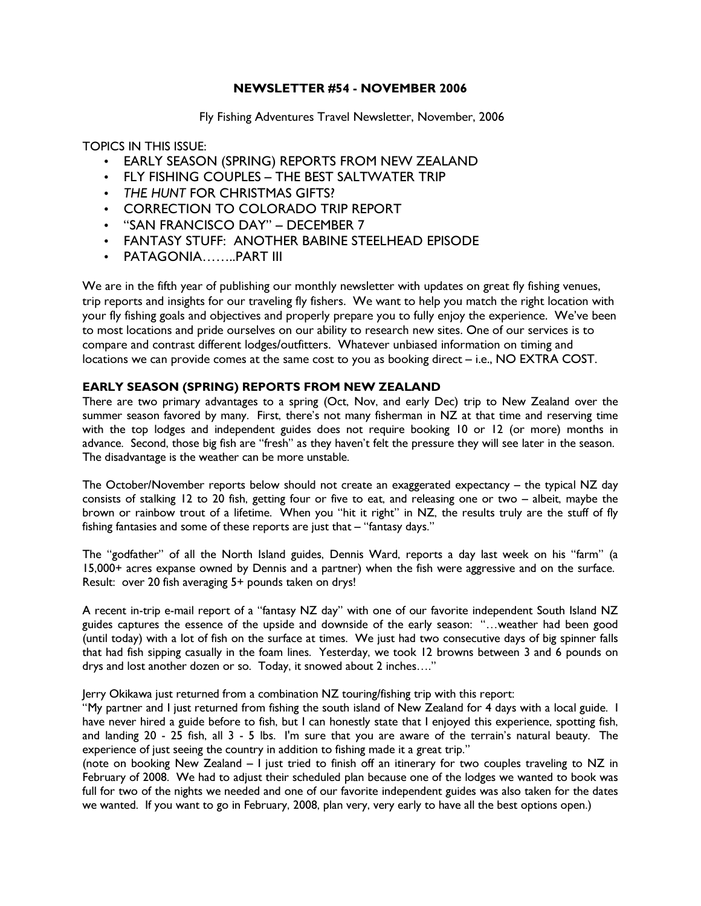# NEWSLETTER #54 - NOVEMBER 2006

Fly Fishing Adventures Travel Newsletter, November, 2006

TOPICS IN THIS ISSUE:

- EARLY SEASON (SPRING) REPORTS FROM NEW ZEALAND
- FLY FISHING COUPLES – THE BEST SALTWATER TRIP
- *THE HUNT* FOR CHRISTMAS GIFTS?
- CORRECTION TO COLORADO TRIP REPORT
- "SAN FRANCISCO DAY" – DECEMBER 7
- FANTASY STUFF: ANOTHER BABINE STEELHEAD EPISODE
- PATAGONIA……..PART III

We are in the fifth year of publishing our monthly newsletter with updates on great fly fishing venues, trip reports and insights for our traveling fly fishers. We want to help you match the right location with your fly fishing goals and objectives and properly prepare you to fully enjoy the experience. We've been to most locations and pride ourselves on our ability to research new sites. One of our services is to compare and contrast different lodges/outfitters. Whatever unbiased information on timing and locations we can provide comes at the same cost to you as booking direct – i.e., NO EXTRA COST.

## EARLY SEASON (SPRING) REPORTS FROM NEW ZEALAND

There are two primary advantages to a spring (Oct, Nov, and early Dec) trip to New Zealand over the summer season favored by many. First, there's not many fisherman in NZ at that time and reserving time with the top lodges and independent guides does not require booking 10 or 12 (or more) months in advance. Second, those big fish are "fresh" as they haven't felt the pressure they will see later in the season. The disadvantage is the weather can be more unstable.

The October/November reports below should not create an exaggerated expectancy – the typical NZ day consists of stalking 12 to 20 fish, getting four or five to eat, and releasing one or two – albeit, maybe the brown or rainbow trout of a lifetime. When you "hit it right" in NZ, the results truly are the stuff of fly fishing fantasies and some of these reports are just that – "fantasy days."

The "godfather" of all the North Island guides, Dennis Ward, reports a day last week on his "farm" (a 15,000+ acres expanse owned by Dennis and a partner) when the fish were aggressive and on the surface. Result: over 20 fish averaging 5+ pounds taken on drys!

A recent in-trip e-mail report of a "fantasy NZ day" with one of our favorite independent South Island NZ guides captures the essence of the upside and downside of the early season: "…weather had been good (until today) with a lot of fish on the surface at times. We just had two consecutive days of big spinner falls that had fish sipping casually in the foam lines. Yesterday, we took 12 browns between 3 and 6 pounds on drys and lost another dozen or so. Today, it snowed about 2 inches…."

Jerry Okikawa just returned from a combination NZ touring/fishing trip with this report:
"My partner and I just returned from fishing the south island of New Zealand for 4 days with a local guide. I have never hired a guide before to fish, but I can honestly state that I enjoyed this experience, spotting fish, and landing 20 - 25 fish, all 3 - 5 lbs. I'm sure that you are aware of the terrain's natural beauty. The experience of just seeing the country in addition to fishing made it a great trip."
(note on booking New Zealand – I just tried to finish off an itinerary for two couples traveling to NZ in February of 2008. We had to adjust their scheduled plan because one of the lodges we wanted to book was full for two of the nights we needed and one of our favorite independent guides was also taken for the dates we wanted. If you want to go in February, 2008, plan very, very early to have all the best options open.)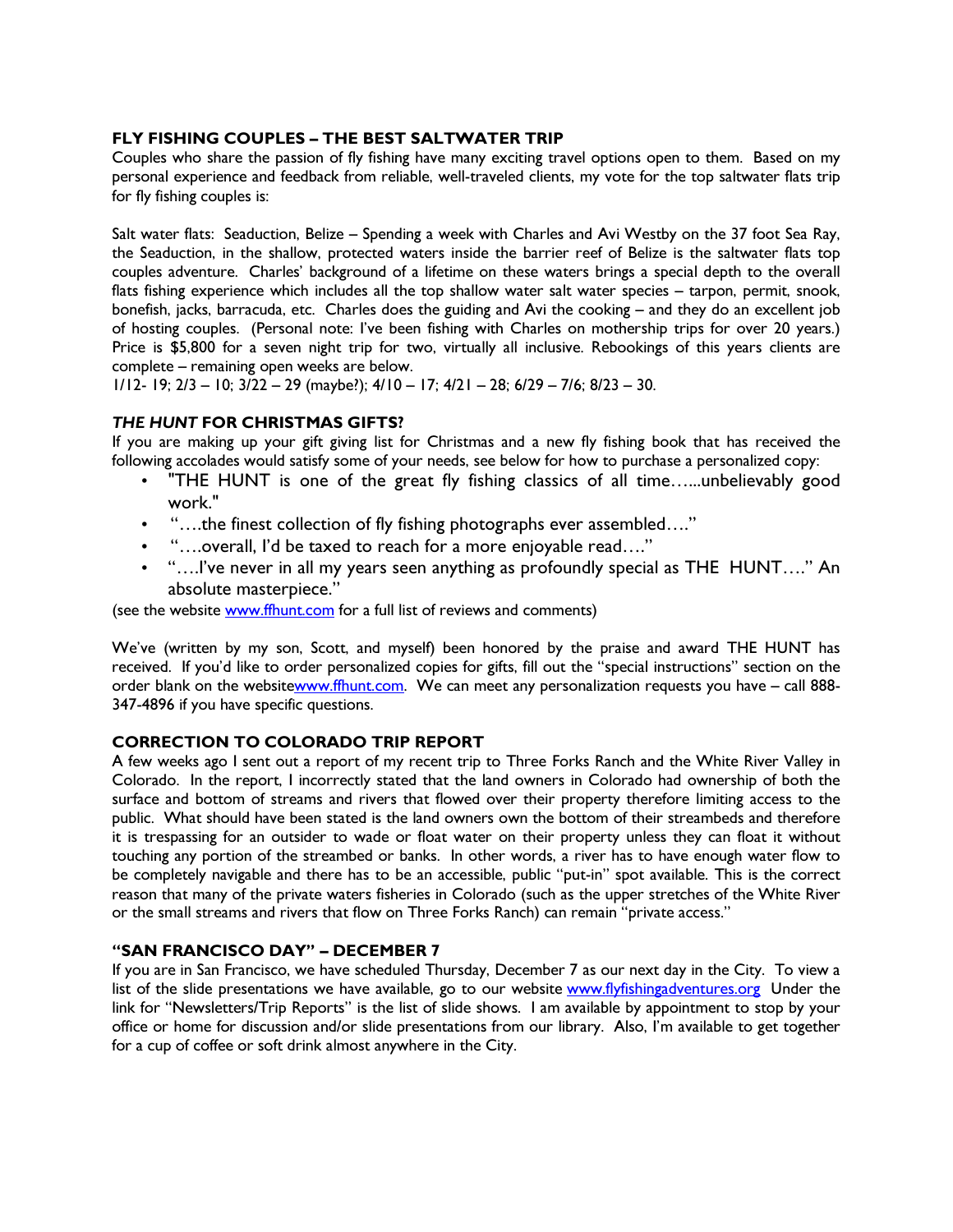## FLY FISHING COUPLES – THE BEST SALTWATER TRIP

Couples who share the passion of fly fishing have many exciting travel options open to them. Based on my personal experience and feedback from reliable, well-traveled clients, my vote for the top saltwater flats trip for fly fishing couples is:

Salt water flats: Seaduction, Belize – Spending a week with Charles and Avi Westby on the 37 foot Sea Ray, the Seaduction, in the shallow, protected waters inside the barrier reef of Belize is the saltwater flats top couples adventure. Charles' background of a lifetime on these waters brings a special depth to the overall flats fishing experience which includes all the top shallow water salt water species – tarpon, permit, snook, bonefish, jacks, barracuda, etc. Charles does the guiding and Avi the cooking – and they do an excellent job of hosting couples. (Personal note: I've been fishing with Charles on mothership trips for over 20 years.) Price is $5,800 for a seven night trip for two, virtually all inclusive. Rebookings of this years clients are complete – remaining open weeks are below.
1/12- 19; 2/3 – 10; 3/22 – 29 (maybe?); 4/10 – 17; 4/21 – 28; 6/29 – 7/6; 8/23 – 30.

## *THE HUNT* FOR CHRISTMAS GIFTS?

If you are making up your gift giving list for Christmas and a new fly fishing book that has received the following accolades would satisfy some of your needs, see below for how to purchase a personalized copy:

- "THE HUNT is one of the great fly fishing classics of all time…...unbelievably good work."
- "….the finest collection of fly fishing photographs ever assembled…."
- "….overall, I'd be taxed to reach for a more enjoyable read…."
- "….I've never in all my years seen anything as profoundly special as THE HUNT…." An absolute masterpiece."

(see the website www.ffhunt.com for a full list of reviews and comments)

We've (written by my son, Scott, and myself) been honored by the praise and award THE HUNT has received. If you'd like to order personalized copies for gifts, fill out the "special instructions" section on the order blank on the websitewww.ffhunt.com. We can meet any personalization requests you have – call 888-347-4896 if you have specific questions.

## CORRECTION TO COLORADO TRIP REPORT

A few weeks ago I sent out a report of my recent trip to Three Forks Ranch and the White River Valley in Colorado. In the report, I incorrectly stated that the land owners in Colorado had ownership of both the surface and bottom of streams and rivers that flowed over their property therefore limiting access to the public. What should have been stated is the land owners own the bottom of their streambeds and therefore it is trespassing for an outsider to wade or float water on their property unless they can float it without touching any portion of the streambed or banks. In other words, a river has to have enough water flow to be completely navigable and there has to be an accessible, public "put-in" spot available. This is the correct reason that many of the private waters fisheries in Colorado (such as the upper stretches of the White River or the small streams and rivers that flow on Three Forks Ranch) can remain "private access."

## "SAN FRANCISCO DAY" – DECEMBER 7

If you are in San Francisco, we have scheduled Thursday, December 7 as our next day in the City. To view a list of the slide presentations we have available, go to our website www.flyfishingadventures.org Under the link for "Newsletters/Trip Reports" is the list of slide shows. I am available by appointment to stop by your office or home for discussion and/or slide presentations from our library. Also, I'm available to get together for a cup of coffee or soft drink almost anywhere in the City.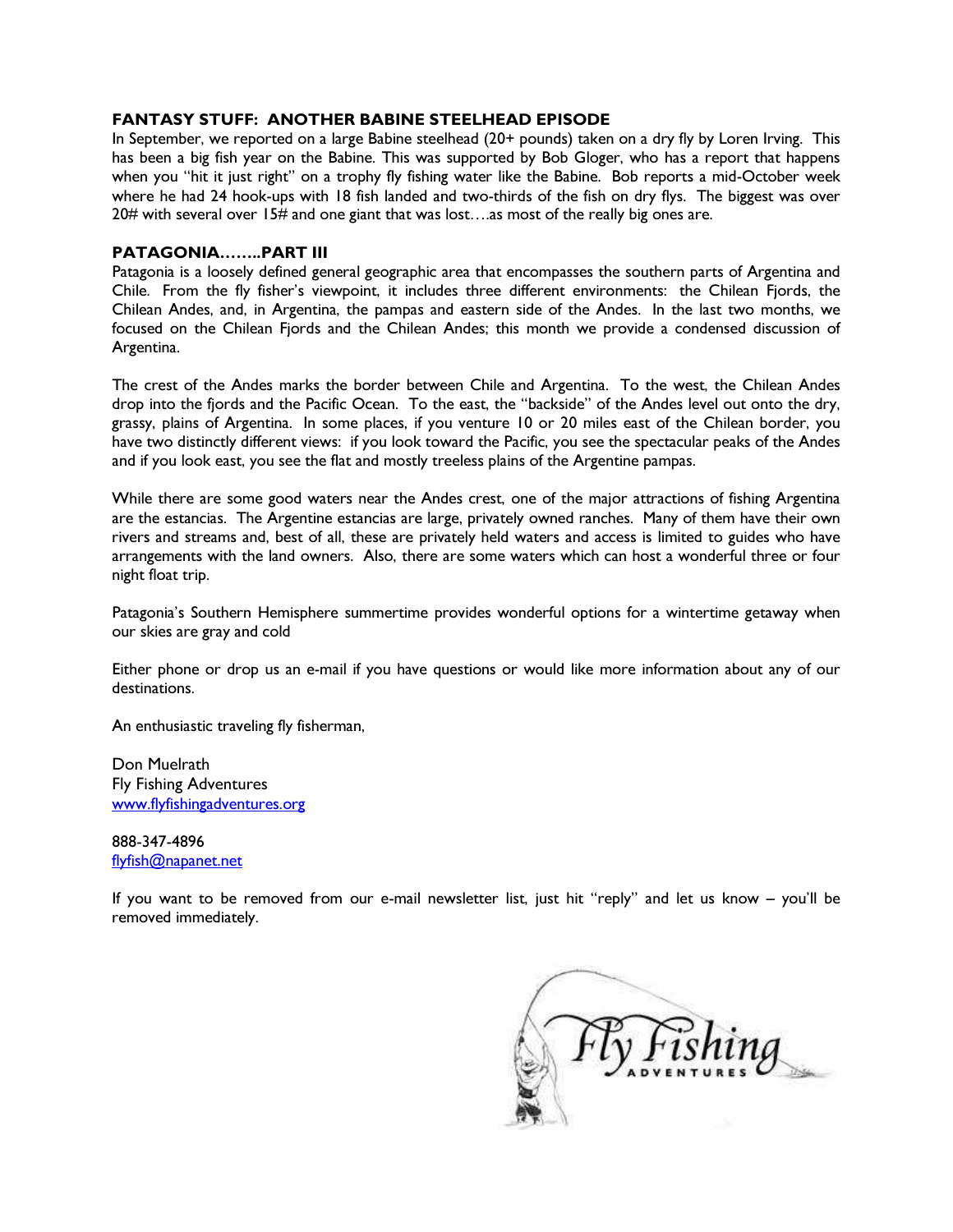### FANTASY STUFF: ANOTHER BABINE STEELHEAD EPISODE

In September, we reported on a large Babine steelhead (20+ pounds) taken on a dry fly by Loren Irving. This has been a big fish year on the Babine. This was supported by Bob Gloger, who has a report that happens when you "hit it just right" on a trophy fly fishing water like the Babine. Bob reports a mid-October week where he had 24 hook-ups with 18 fish landed and two-thirds of the fish on dry flys. The biggest was over 20# with several over 15# and one giant that was lost….as most of the really big ones are.

### PATAGONIA……..PART III

Patagonia is a loosely defined general geographic area that encompasses the southern parts of Argentina and Chile. From the fly fisher's viewpoint, it includes three different environments: the Chilean Fjords, the Chilean Andes, and, in Argentina, the pampas and eastern side of the Andes. In the last two months, we focused on the Chilean Fjords and the Chilean Andes; this month we provide a condensed discussion of Argentina.

The crest of the Andes marks the border between Chile and Argentina. To the west, the Chilean Andes drop into the fjords and the Pacific Ocean. To the east, the "backside" of the Andes level out onto the dry, grassy, plains of Argentina. In some places, if you venture 10 or 20 miles east of the Chilean border, you have two distinctly different views: if you look toward the Pacific, you see the spectacular peaks of the Andes and if you look east, you see the flat and mostly treeless plains of the Argentine pampas.

While there are some good waters near the Andes crest, one of the major attractions of fishing Argentina are the estancias. The Argentine estancias are large, privately owned ranches. Many of them have their own rivers and streams and, best of all, these are privately held waters and access is limited to guides who have arrangements with the land owners. Also, there are some waters which can host a wonderful three or four night float trip.

Patagonia's Southern Hemisphere summertime provides wonderful options for a wintertime getaway when our skies are gray and cold

Either phone or drop us an e-mail if you have questions or would like more information about any of our destinations.

An enthusiastic traveling fly fisherman,

Don Muelrath
Fly Fishing Adventures
www.flyfishingadventures.org

888-347-4896
flyfish@napanet.net

If you want to be removed from our e-mail newsletter list, just hit "reply" and let us know – you'll be removed immediately.

Fly Fishing ADVENTURES